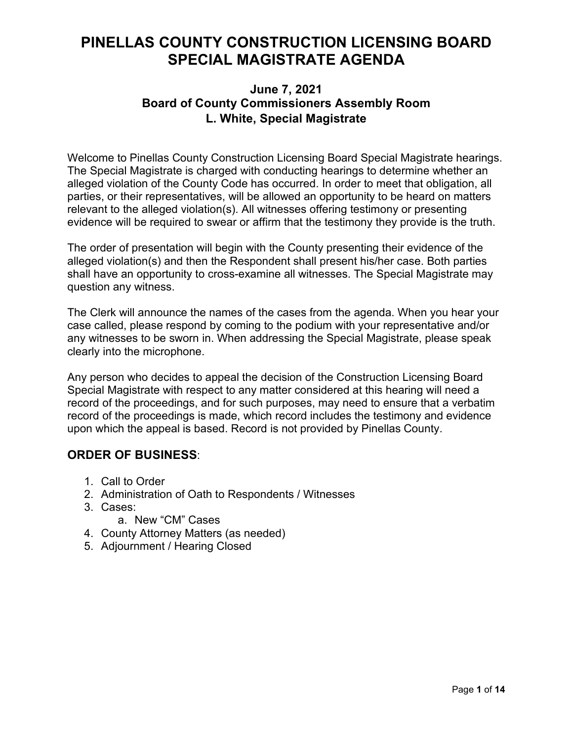# PINELLAS COUNTY CONSTRUCTION LICENSING BOARD SPECIAL MAGISTRATE AGENDA

### June 7, 2021
### Board of County Commissioners Assembly Room
### L. White, Special Magistrate

Welcome to Pinellas County Construction Licensing Board Special Magistrate hearings. The Special Magistrate is charged with conducting hearings to determine whether an alleged violation of the County Code has occurred. In order to meet that obligation, all parties, or their representatives, will be allowed an opportunity to be heard on matters relevant to the alleged violation(s). All witnesses offering testimony or presenting evidence will be required to swear or affirm that the testimony they provide is the truth.

The order of presentation will begin with the County presenting their evidence of the alleged violation(s) and then the Respondent shall present his/her case. Both parties shall have an opportunity to cross-examine all witnesses. The Special Magistrate may question any witness.

The Clerk will announce the names of the cases from the agenda. When you hear your case called, please respond by coming to the podium with your representative and/or any witnesses to be sworn in. When addressing the Special Magistrate, please speak clearly into the microphone.

Any person who decides to appeal the decision of the Construction Licensing Board Special Magistrate with respect to any matter considered at this hearing will need a record of the proceedings, and for such purposes, may need to ensure that a verbatim record of the proceedings is made, which record includes the testimony and evidence upon which the appeal is based. Record is not provided by Pinellas County.

## ORDER OF BUSINESS:

1. Call to Order
2. Administration of Oath to Respondents / Witnesses
3. Cases:
   a. New "CM" Cases
4. County Attorney Matters (as needed)
5. Adjournment / Hearing Closed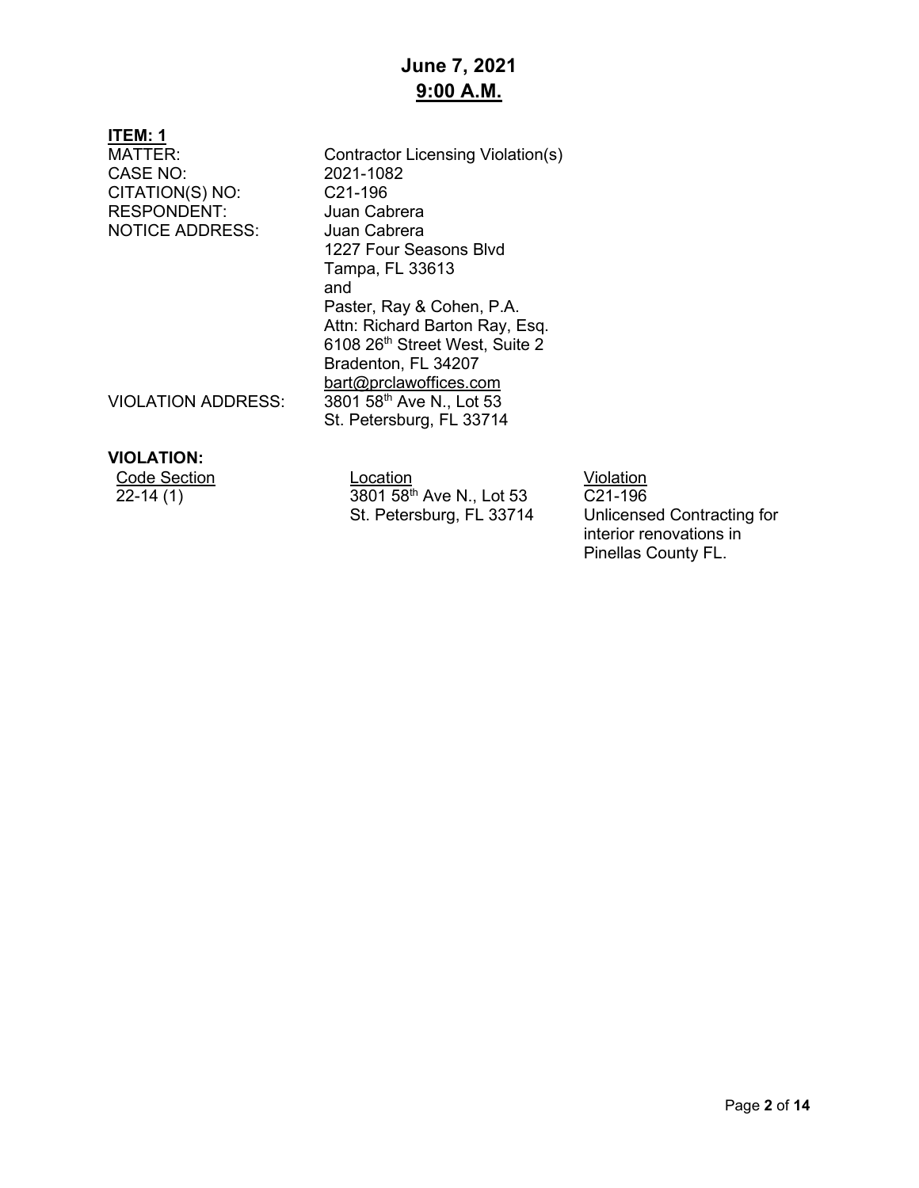# June 7, 2021
## 9:00 A.M.

**ITEM: 1**

| | |
|---|---|
| MATTER: | Contractor Licensing Violation(s) |
| CASE NO: | 2021-1082 |
| CITATION(S) NO: | C21-196 |
| RESPONDENT: | Juan Cabrera |
| NOTICE ADDRESS: | Juan Cabrera<br>1227 Four Seasons Blvd<br>Tampa, FL 33613<br>and<br>Paster, Ray & Cohen, P.A.<br>Attn: Richard Barton Ray, Esq.<br>6108 26th Street West, Suite 2<br>Bradenton, FL 34207<br>bart@prclawoffices.com |
| VIOLATION ADDRESS: | 3801 58th Ave N., Lot 53<br>St. Petersburg, FL 33714 |

**VIOLATION:**

| Code Section | Location | Violation |
|---|---|---|
| 22-14 (1) | 3801 58th Ave N., Lot 53<br>St. Petersburg, FL 33714 | C21-196<br>Unlicensed Contracting for interior renovations in Pinellas County FL. |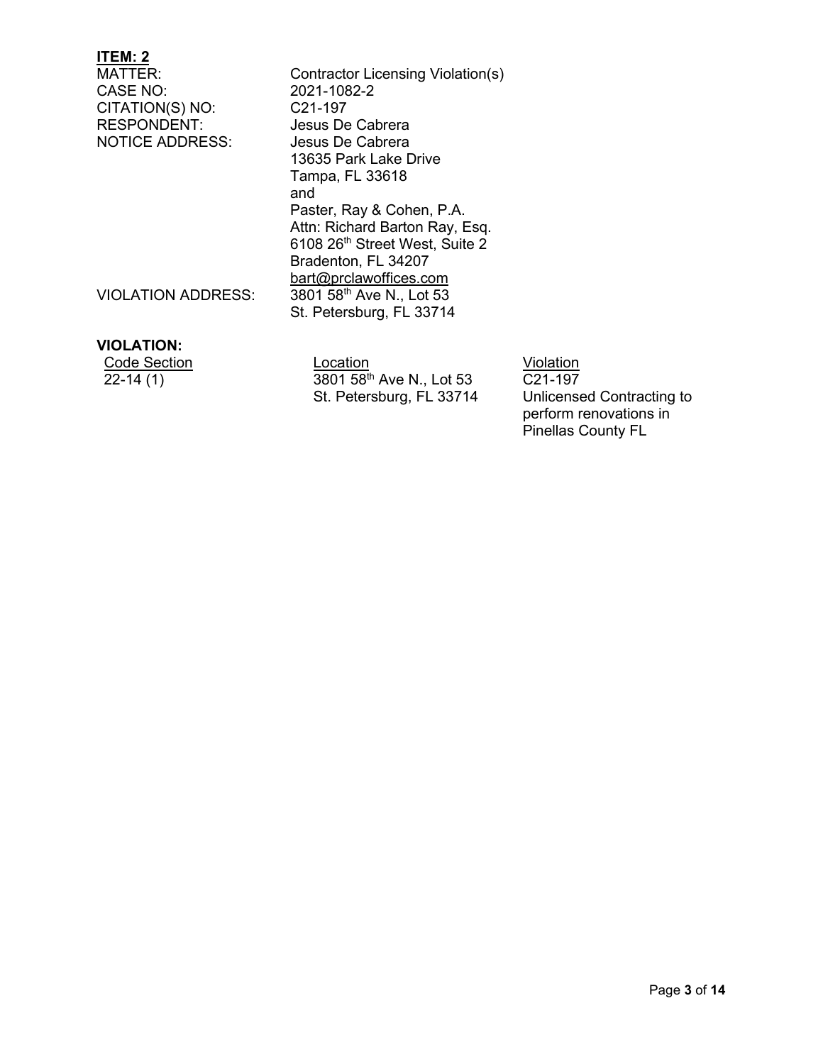**ITEM: 2**

MATTER: Contractor Licensing Violation(s)
CASE NO: 2021-1082-2
CITATION(S) NO: C21-197
RESPONDENT: Jesus De Cabrera
NOTICE ADDRESS: Jesus De Cabrera
13635 Park Lake Drive
Tampa, FL 33618
and
Paster, Ray & Cohen, P.A.
Attn: Richard Barton Ray, Esq.
6108 26th Street West, Suite 2
Bradenton, FL 34207
bart@prclawoffices.com
VIOLATION ADDRESS: 3801 58th Ave N., Lot 53
St. Petersburg, FL 33714

**VIOLATION:**

| Code Section | Location | Violation |
|---|---|---|
| 22-14 (1) | 3801 58th Ave N., Lot 53 St. Petersburg, FL 33714 | C21-197 Unlicensed Contracting to perform renovations in Pinellas County FL |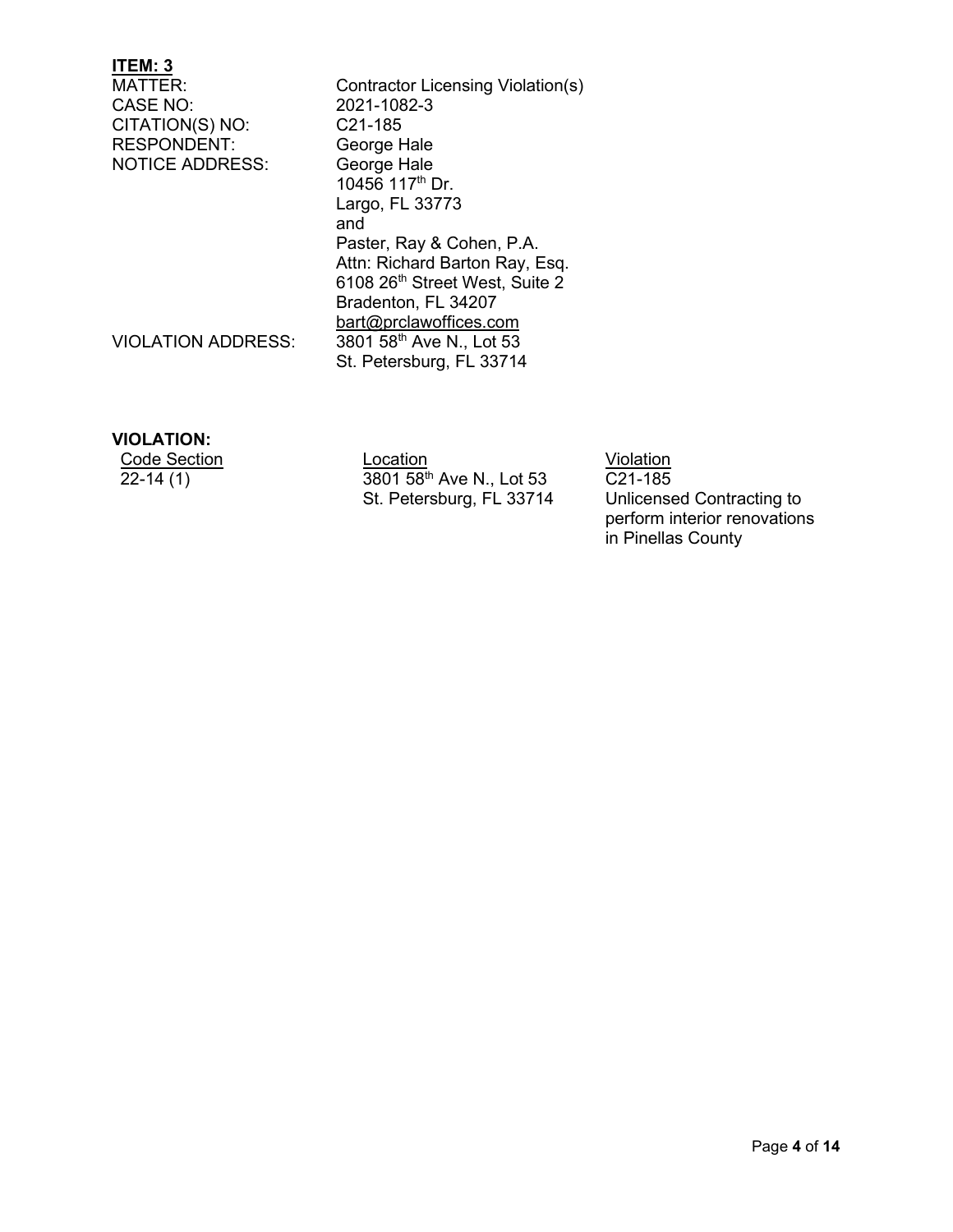**ITEM: 3**

| | |
|---|---|
| MATTER: | Contractor Licensing Violation(s) |
| CASE NO: | 2021-1082-3 |
| CITATION(S) NO: | C21-185 |
| RESPONDENT: | George Hale |
| NOTICE ADDRESS: | George Hale<br>10456 117th Dr.<br>Largo, FL 33773<br>and<br>Paster, Ray & Cohen, P.A.<br>Attn: Richard Barton Ray, Esq.<br>6108 26th Street West, Suite 2<br>Bradenton, FL 34207<br>bart@prclawoffices.com |
| VIOLATION ADDRESS: | 3801 58th Ave N., Lot 53<br>St. Petersburg, FL 33714 |

**VIOLATION:**

| Code Section | Location | Violation |
|---|---|---|
| 22-14 (1) | 3801 58th Ave N., Lot 53<br>St. Petersburg, FL 33714 | C21-185<br>Unlicensed Contracting to perform interior renovations in Pinellas County |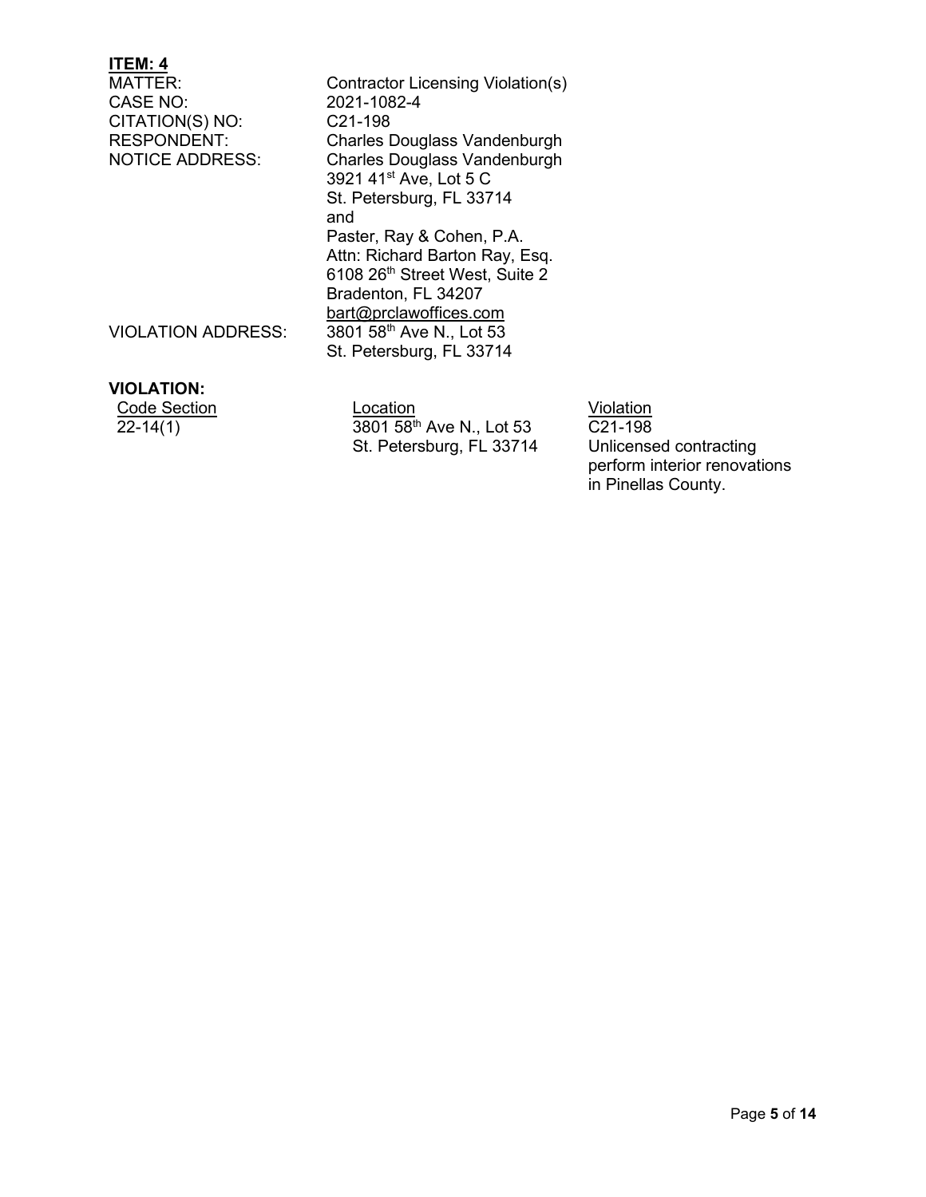**ITEM: 4**

| | |
|---|---|
| MATTER: | Contractor Licensing Violation(s) |
| CASE NO: | 2021-1082-4 |
| CITATION(S) NO: | C21-198 |
| RESPONDENT: | Charles Douglass Vandenburgh |
| NOTICE ADDRESS: | Charles Douglass Vandenburgh<br>3921 41st Ave, Lot 5 C<br>St. Petersburg, FL 33714<br>and<br>Paster, Ray & Cohen, P.A.<br>Attn: Richard Barton Ray, Esq.<br>6108 26th Street West, Suite 2<br>Bradenton, FL 34207<br>bart@prclawoffices.com |
| VIOLATION ADDRESS: | 3801 58th Ave N., Lot 53<br>St. Petersburg, FL 33714 |

**VIOLATION:**

| Code Section | Location | Violation |
|---|---|---|
| 22-14(1) | 3801 58th Ave N., Lot 53<br>St. Petersburg, FL 33714 | C21-198<br>Unlicensed contracting perform interior renovations in Pinellas County. |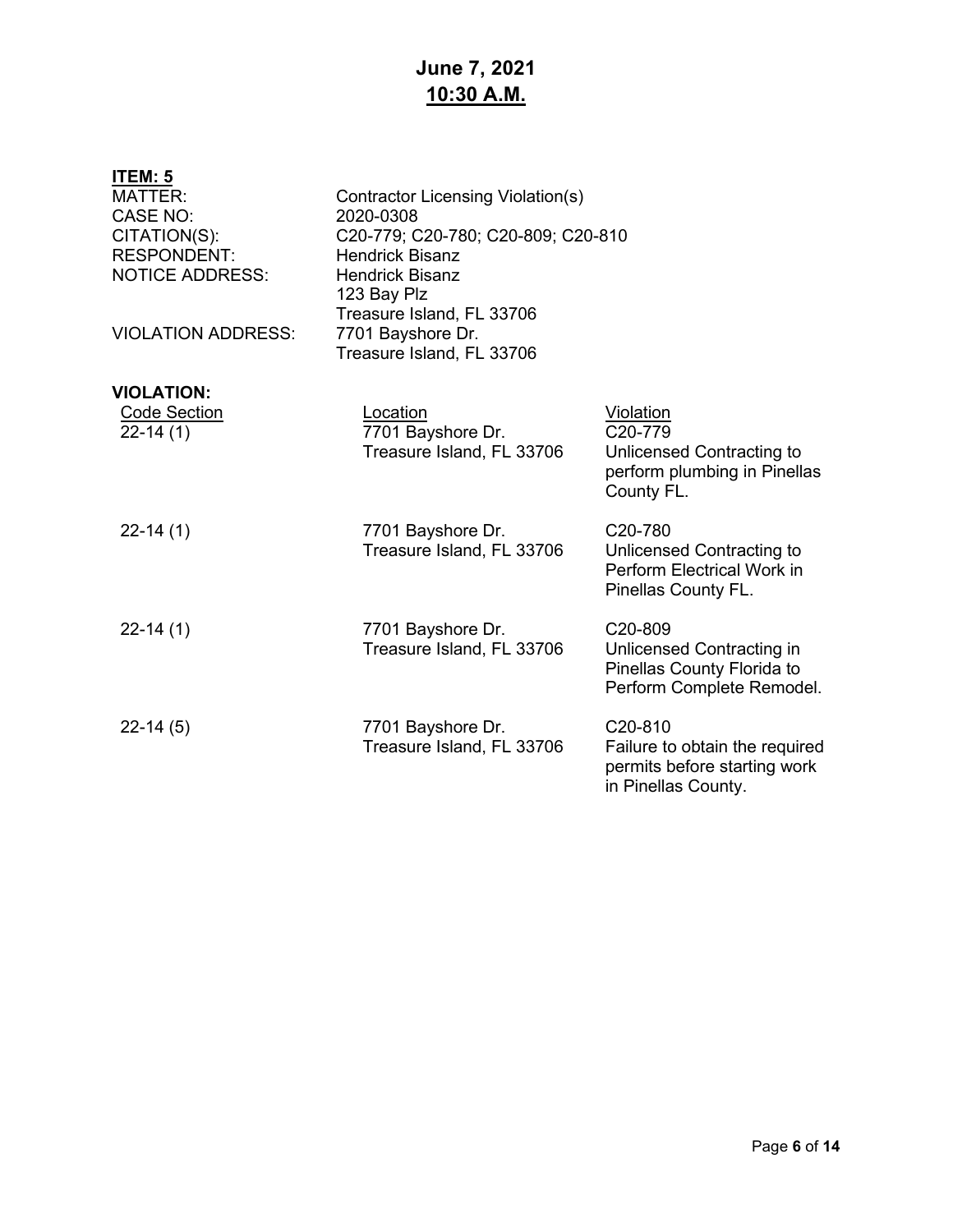# June 7, 2021
## 10:30 A.M.

**ITEM: 5**

| | |
|---|---|
| MATTER: | Contractor Licensing Violation(s) |
| CASE NO: | 2020-0308 |
| CITATION(S): | C20-779; C20-780; C20-809; C20-810 |
| RESPONDENT: | Hendrick Bisanz |
| NOTICE ADDRESS: | Hendrick Bisanz<br>123 Bay Plz<br>Treasure Island, FL 33706 |
| VIOLATION ADDRESS: | 7701 Bayshore Dr.<br>Treasure Island, FL 33706 |

**VIOLATION:**

| Code Section | Location | Violation |
|---|---|---|
| 22-14 (1) | 7701 Bayshore Dr.<br>Treasure Island, FL 33706 | C20-779<br>Unlicensed Contracting to perform plumbing in Pinellas County FL. |
| 22-14 (1) | 7701 Bayshore Dr.<br>Treasure Island, FL 33706 | C20-780<br>Unlicensed Contracting to Perform Electrical Work in Pinellas County FL. |
| 22-14 (1) | 7701 Bayshore Dr.<br>Treasure Island, FL 33706 | C20-809<br>Unlicensed Contracting in Pinellas County Florida to Perform Complete Remodel. |
| 22-14 (5) | 7701 Bayshore Dr.<br>Treasure Island, FL 33706 | C20-810<br>Failure to obtain the required permits before starting work in Pinellas County. |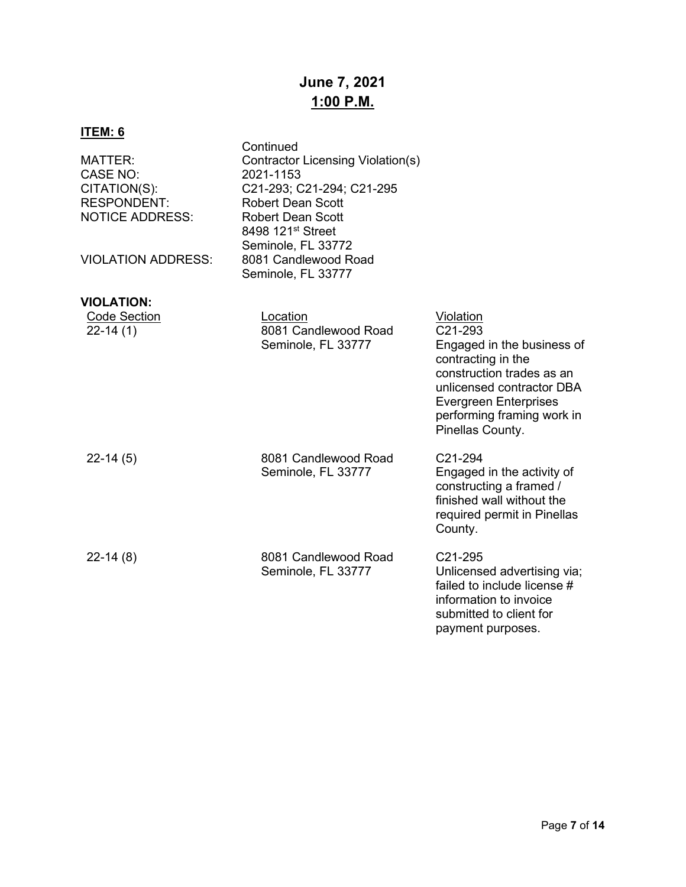# June 7, 2021
## 1:00 P.M.

**ITEM: 6**

| | |
|---|---|
| | Continued |
| MATTER: | Contractor Licensing Violation(s) |
| CASE NO: | 2021-1153 |
| CITATION(S): | C21-293; C21-294; C21-295 |
| RESPONDENT: | Robert Dean Scott |
| NOTICE ADDRESS: | Robert Dean Scott<br>8498 121st Street<br>Seminole, FL 33772 |
| VIOLATION ADDRESS: | 8081 Candlewood Road<br>Seminole, FL 33777 |

**VIOLATION:**

| Code Section | Location | Violation |
|---|---|---|
| 22-14 (1) | 8081 Candlewood Road<br>Seminole, FL 33777 | C21-293<br>Engaged in the business of contracting in the construction trades as an unlicensed contractor DBA Evergreen Enterprises performing framing work in Pinellas County. |
| 22-14 (5) | 8081 Candlewood Road<br>Seminole, FL 33777 | C21-294<br>Engaged in the activity of constructing a framed / finished wall without the required permit in Pinellas County. |
| 22-14 (8) | 8081 Candlewood Road<br>Seminole, FL 33777 | C21-295<br>Unlicensed advertising via; failed to include license # information to invoice submitted to client for payment purposes. |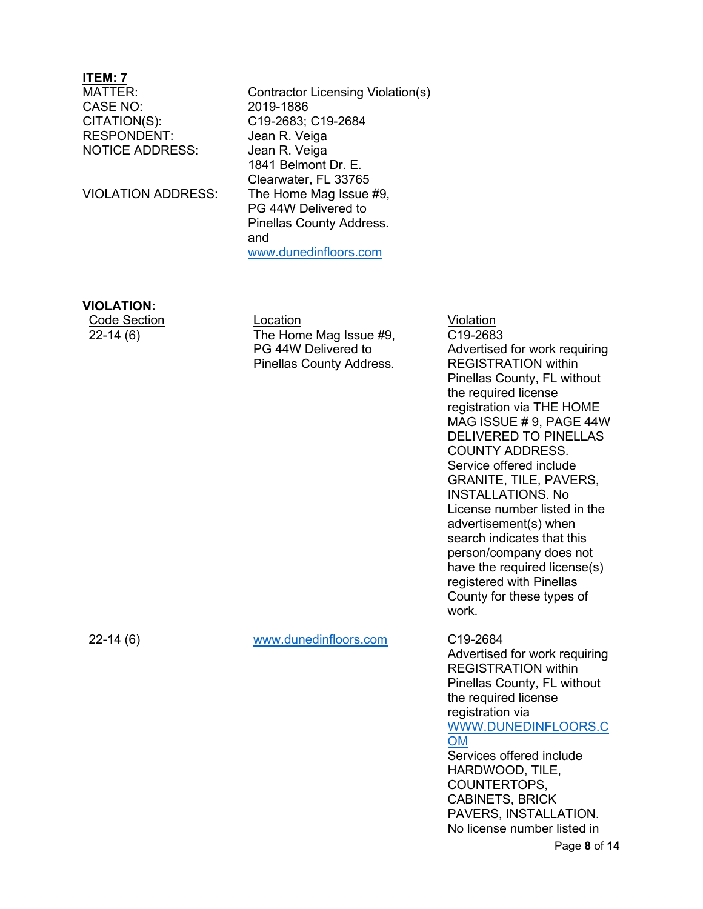**ITEM: 7**

| | |
|---|---|
| MATTER: | Contractor Licensing Violation(s) |
| CASE NO: | 2019-1886 |
| CITATION(S): | C19-2683; C19-2684 |
| RESPONDENT: | Jean R. Veiga |
| NOTICE ADDRESS: | Jean R. Veiga<br>1841 Belmont Dr. E.<br>Clearwater, FL 33765 |
| VIOLATION ADDRESS: | The Home Mag Issue #9, PG 44W Delivered to Pinellas County Address.<br>and<br>www.dunedinfloors.com |

**VIOLATION:**

| Code Section | Location | Violation |
|---|---|---|
| 22-14 (6) | The Home Mag Issue #9, PG 44W Delivered to Pinellas County Address. | C19-2683<br>Advertised for work requiring REGISTRATION within Pinellas County, FL without the required license registration via THE HOME MAG ISSUE # 9, PAGE 44W DELIVERED TO PINELLAS COUNTY ADDRESS. Service offered include GRANITE, TILE, PAVERS, INSTALLATIONS. No License number listed in the advertisement(s) when search indicates that this person/company does not have the required license(s) registered with Pinellas County for these types of work. |
| 22-14 (6) | www.dunedinfloors.com | C19-2684<br>Advertised for work requiring REGISTRATION within Pinellas County, FL without the required license registration via WWW.DUNEDINFLOORS.COM<br>Services offered include HARDWOOD, TILE, COUNTERTOPS, CABINETS, BRICK PAVERS, INSTALLATION. No license number listed in |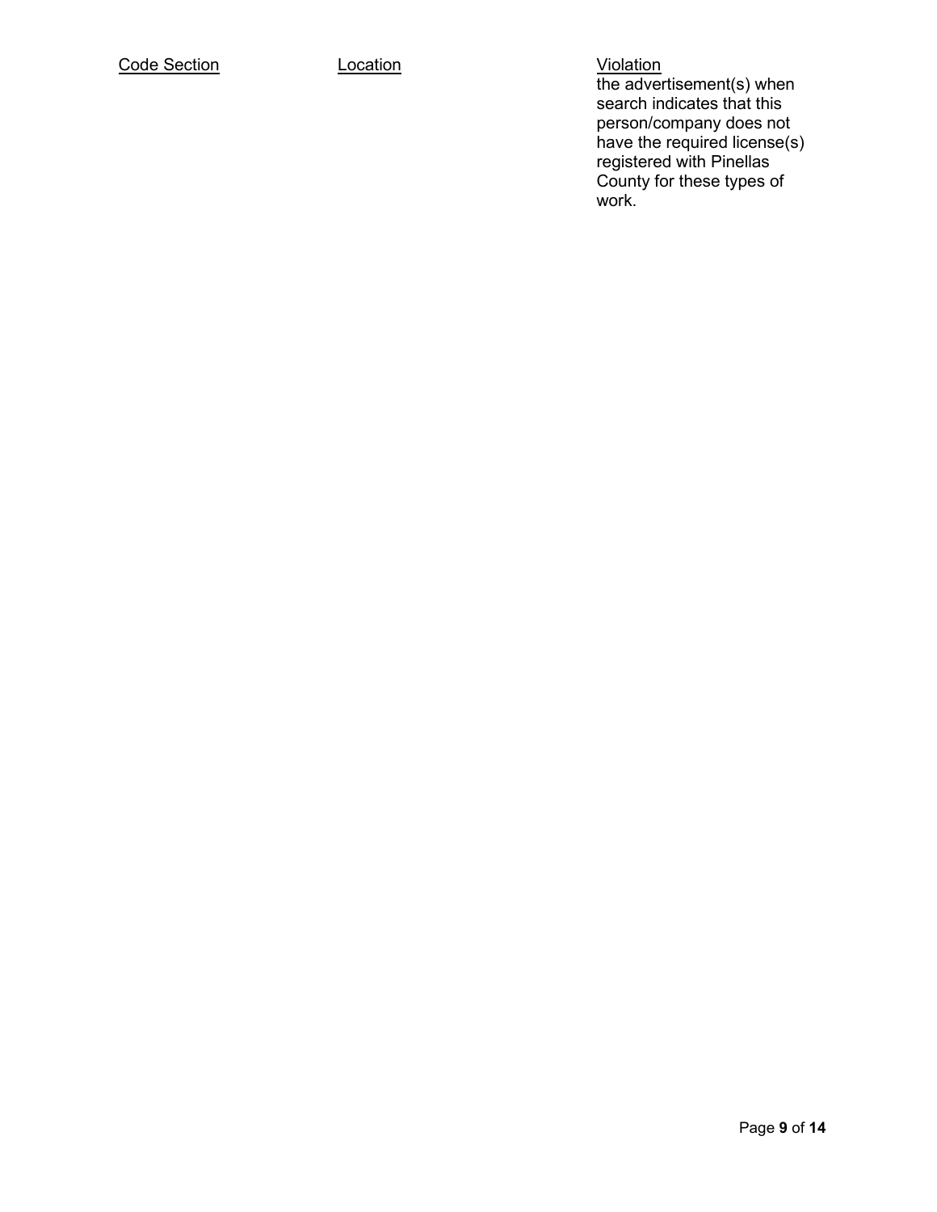| Code Section | Location | Violation |
| --- | --- | --- |
| | | the advertisement(s) when search indicates that this person/company does not have the required license(s) registered with Pinellas County for these types of work. |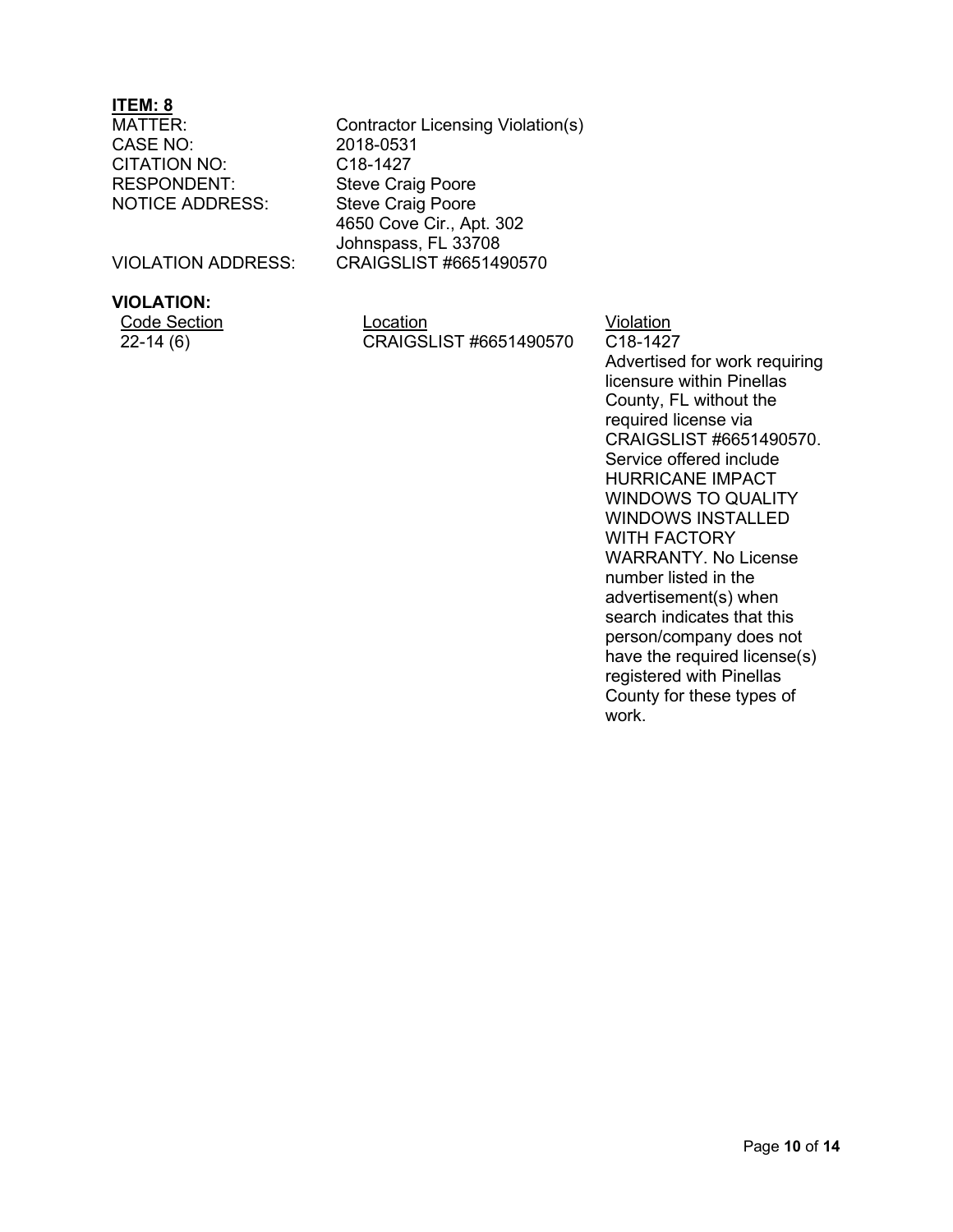**ITEM: 8**

MATTER: Contractor Licensing Violation(s)
CASE NO: 2018-0531
CITATION NO: C18-1427
RESPONDENT: Steve Craig Poore
NOTICE ADDRESS: Steve Craig Poore
4650 Cove Cir., Apt. 302
Johnspass, FL 33708
VIOLATION ADDRESS: CRAIGSLIST #6651490570

**VIOLATION:**

| Code Section | Location | Violation |
|---|---|---|
| 22-14 (6) | CRAIGSLIST #6651490570 | C18-1427 Advertised for work requiring licensure within Pinellas County, FL without the required license via CRAIGSLIST #6651490570. Service offered include HURRICANE IMPACT WINDOWS TO QUALITY WINDOWS INSTALLED WITH FACTORY WARRANTY. No License number listed in the advertisement(s) when search indicates that this person/company does not have the required license(s) registered with Pinellas County for these types of work. |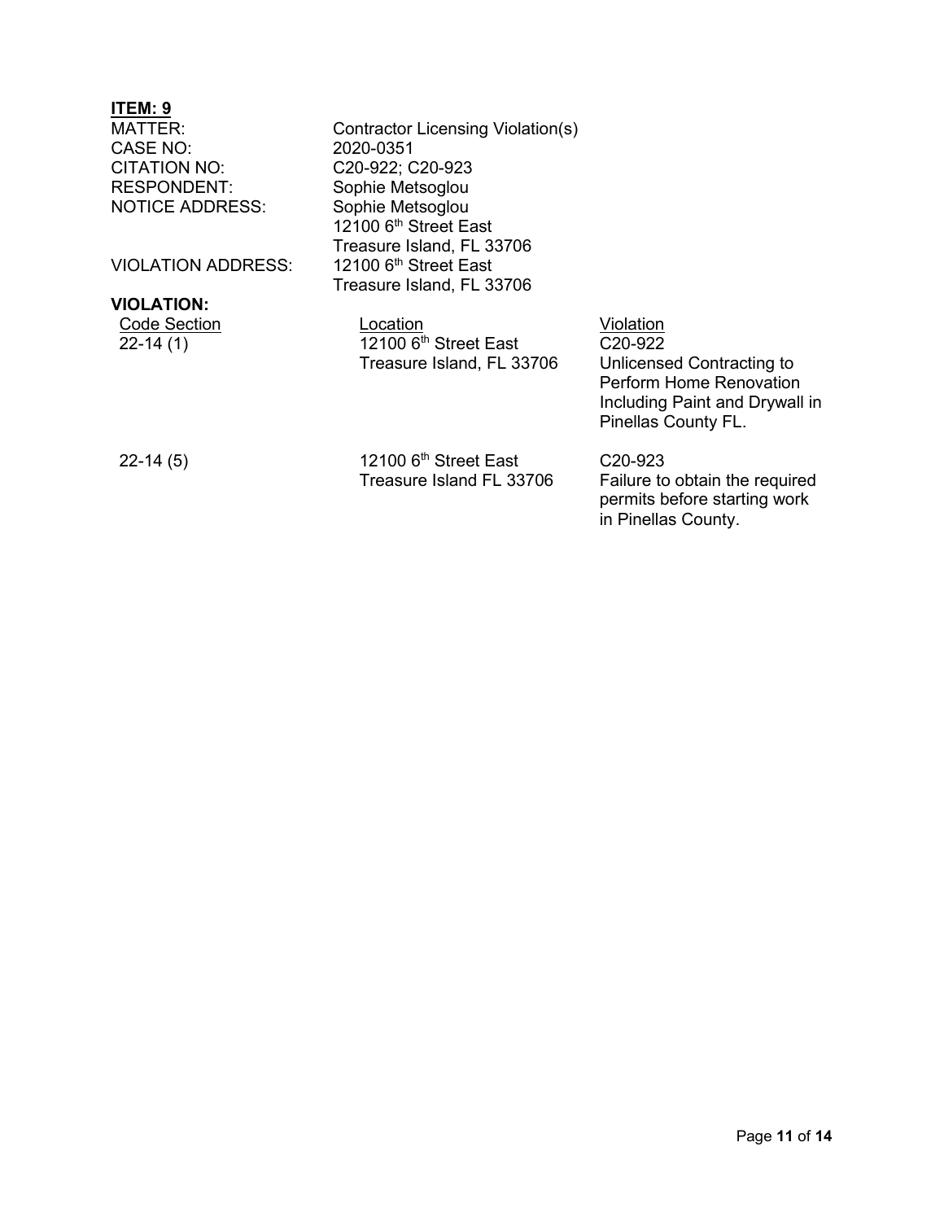**ITEM: 9**

| | |
|---|---|
| MATTER: | Contractor Licensing Violation(s) |
| CASE NO: | 2020-0351 |
| CITATION NO: | C20-922; C20-923 |
| RESPONDENT: | Sophie Metsoglou |
| NOTICE ADDRESS: | Sophie Metsoglou<br>12100 6th Street East<br>Treasure Island, FL 33706 |
| VIOLATION ADDRESS: | 12100 6th Street East<br>Treasure Island, FL 33706 |

**VIOLATION:**

| Code Section | Location | Violation |
|---|---|---|
| 22-14 (1) | 12100 6th Street East<br>Treasure Island, FL 33706 | C20-922<br>Unlicensed Contracting to Perform Home Renovation Including Paint and Drywall in Pinellas County FL. |
| 22-14 (5) | 12100 6th Street East<br>Treasure Island FL 33706 | C20-923<br>Failure to obtain the required permits before starting work in Pinellas County. |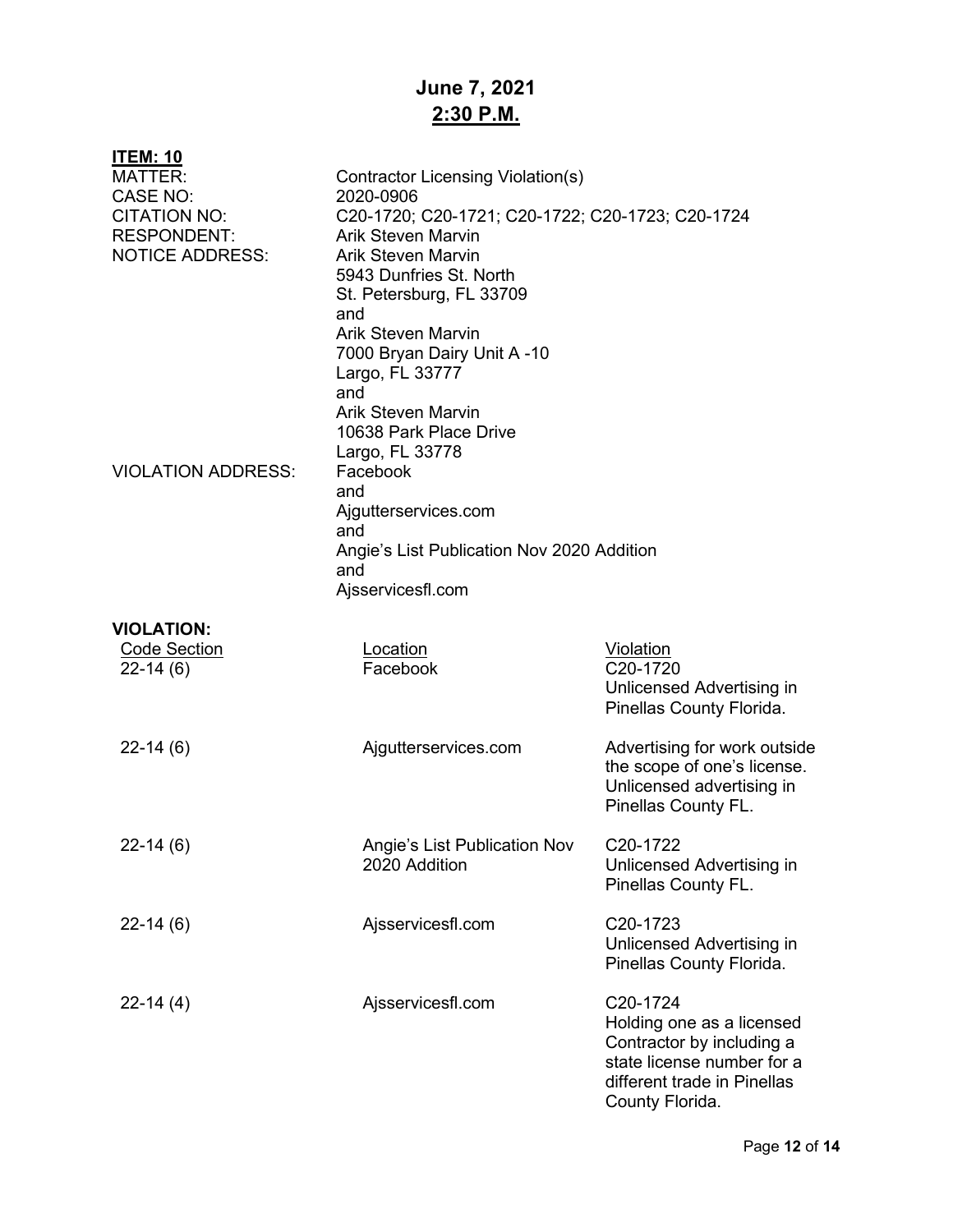# June 7, 2021
## 2:30 P.M.

**ITEM: 10**

MATTER: Contractor Licensing Violation(s)
CASE NO: 2020-0906
CITATION NO: C20-1720; C20-1721; C20-1722; C20-1723; C20-1724
RESPONDENT: Arik Steven Marvin
NOTICE ADDRESS: Arik Steven Marvin
5943 Dunfries St. North
St. Petersburg, FL 33709
and
Arik Steven Marvin
7000 Bryan Dairy Unit A -10
Largo, FL 33777
and
Arik Steven Marvin
10638 Park Place Drive
Largo, FL 33778
VIOLATION ADDRESS: Facebook
and
Ajgutterservices.com
and
Angie's List Publication Nov 2020 Addition
and
Ajsservicesfl.com

**VIOLATION:**

| Code Section | Location | Violation |
|---|---|---|
| 22-14 (6) | Facebook | C20-1720 Unlicensed Advertising in Pinellas County Florida. |
| 22-14 (6) | Ajgutterservices.com | Advertising for work outside the scope of one's license. Unlicensed advertising in Pinellas County FL. |
| 22-14 (6) | Angie's List Publication Nov 2020 Addition | C20-1722 Unlicensed Advertising in Pinellas County FL. |
| 22-14 (6) | Ajsservicesfl.com | C20-1723 Unlicensed Advertising in Pinellas County Florida. |
| 22-14 (4) | Ajsservicesfl.com | C20-1724 Holding one as a licensed Contractor by including a state license number for a different trade in Pinellas County Florida. |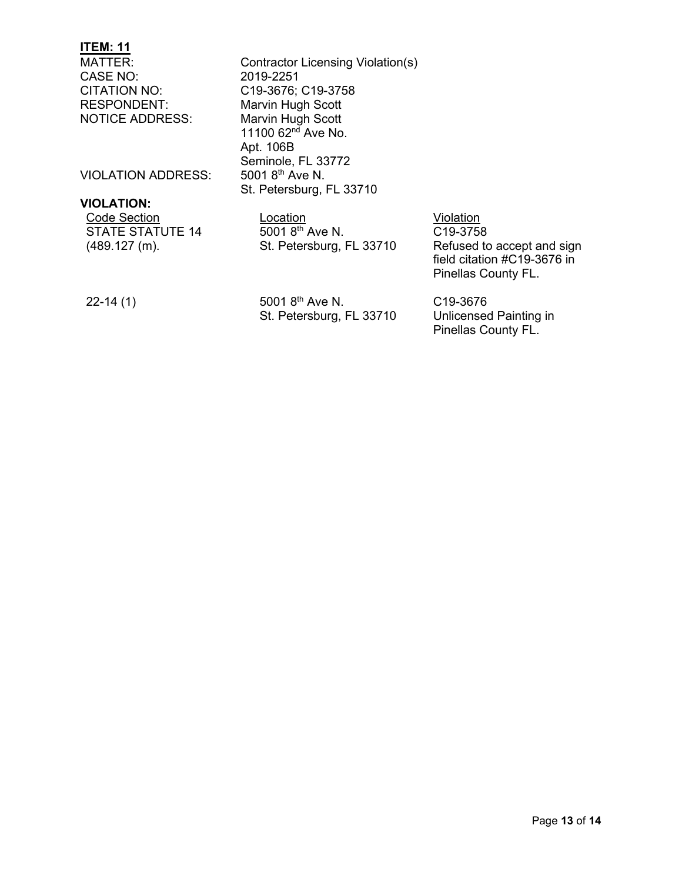**ITEM: 11**

| | |
|---|---|
| MATTER: | Contractor Licensing Violation(s) |
| CASE NO: | 2019-2251 |
| CITATION NO: | C19-3676; C19-3758 |
| RESPONDENT: | Marvin Hugh Scott |
| NOTICE ADDRESS: | Marvin Hugh Scott<br>11100 62nd Ave No.<br>Apt. 106B<br>Seminole, FL 33772 |
| VIOLATION ADDRESS: | 5001 8th Ave N.<br>St. Petersburg, FL 33710 |

**VIOLATION:**

| Code Section | Location | Violation |
|---|---|---|
| STATE STATUTE 14 (489.127 (m). | 5001 8th Ave N.<br>St. Petersburg, FL 33710 | C19-3758<br>Refused to accept and sign field citation #C19-3676 in Pinellas County FL. |
| 22-14 (1) | 5001 8th Ave N.<br>St. Petersburg, FL 33710 | C19-3676<br>Unlicensed Painting in Pinellas County FL. |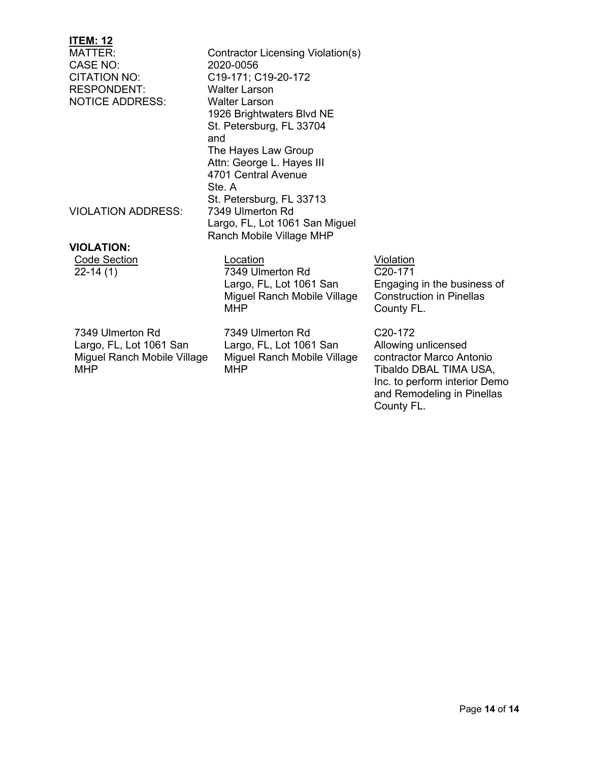**ITEM: 12**

| | |
|---|---|
| MATTER: | Contractor Licensing Violation(s) |
| CASE NO: | 2020-0056 |
| CITATION NO: | C19-171; C19-20-172 |
| RESPONDENT: | Walter Larson |
| NOTICE ADDRESS: | Walter Larson<br>1926 Brightwaters Blvd NE<br>St. Petersburg, FL 33704<br>and<br>The Hayes Law Group<br>Attn: George L. Hayes III<br>4701 Central Avenue<br>Ste. A<br>St. Petersburg, FL 33713 |
| VIOLATION ADDRESS: | 7349 Ulmerton Rd<br>Largo, FL, Lot 1061 San Miguel Ranch Mobile Village MHP |

**VIOLATION:**

| Code Section | Location | Violation |
|---|---|---|
| 22-14 (1) | 7349 Ulmerton Rd Largo, FL, Lot 1061 San Miguel Ranch Mobile Village MHP | C20-171<br>Engaging in the business of Construction in Pinellas County FL. |
| 7349 Ulmerton Rd Largo, FL, Lot 1061 San Miguel Ranch Mobile Village MHP | 7349 Ulmerton Rd Largo, FL, Lot 1061 San Miguel Ranch Mobile Village MHP | C20-172<br>Allowing unlicensed contractor Marco Antonio Tibaldo DBAL TIMA USA, Inc. to perform interior Demo and Remodeling in Pinellas County FL. |